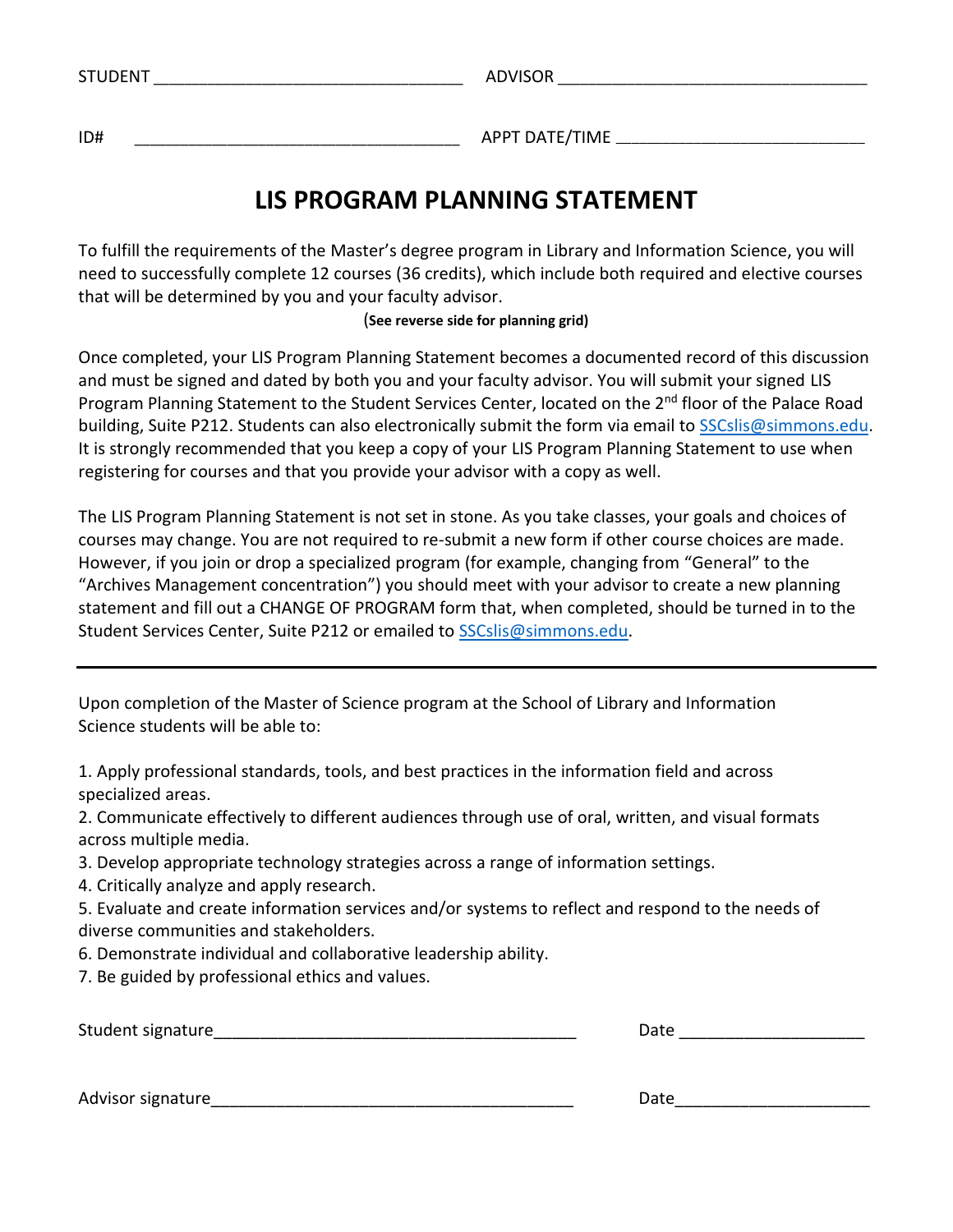STUDENT ________________________________ ADVISOR ________________________________

ID# ________________________________ APPT DATE/TIME ________________________

# LIS PROGRAM PLANNING STATEMENT

To fulfill the requirements of the Master's degree program in Library and Information Science, you will need to successfully complete 12 courses (36 credits), which include both required and elective courses that will be determined by you and your faculty advisor.

(**See reverse side for planning grid)**

Once completed, your LIS Program Planning Statement becomes a documented record of this discussion and must be signed and dated by both you and your faculty advisor. You will submit your signed LIS Program Planning Statement to the Student Services Center, located on the 2nd floor of the Palace Road building, Suite P212. Students can also electronically submit the form via email to SSCslis@simmons.edu. It is strongly recommended that you keep a copy of your LIS Program Planning Statement to use when registering for courses and that you provide your advisor with a copy as well.

The LIS Program Planning Statement is not set in stone. As you take classes, your goals and choices of courses may change. You are not required to re-submit a new form if other course choices are made. However, if you join or drop a specialized program (for example, changing from "General" to the "Archives Management concentration") you should meet with your advisor to create a new planning statement and fill out a CHANGE OF PROGRAM form that, when completed, should be turned in to the Student Services Center, Suite P212 or emailed to SSCslis@simmons.edu.

---

Upon completion of the Master of Science program at the School of Library and Information Science students will be able to:

1. Apply professional standards, tools, and best practices in the information field and across specialized areas.
2. Communicate effectively to different audiences through use of oral, written, and visual formats across multiple media.
3. Develop appropriate technology strategies across a range of information settings.
4. Critically analyze and apply research.
5. Evaluate and create information services and/or systems to reflect and respond to the needs of diverse communities and stakeholders.
6. Demonstrate individual and collaborative leadership ability.
7. Be guided by professional ethics and values.

Student signature________________________________________ Date ____________________

Advisor signature________________________________________ Date_____________________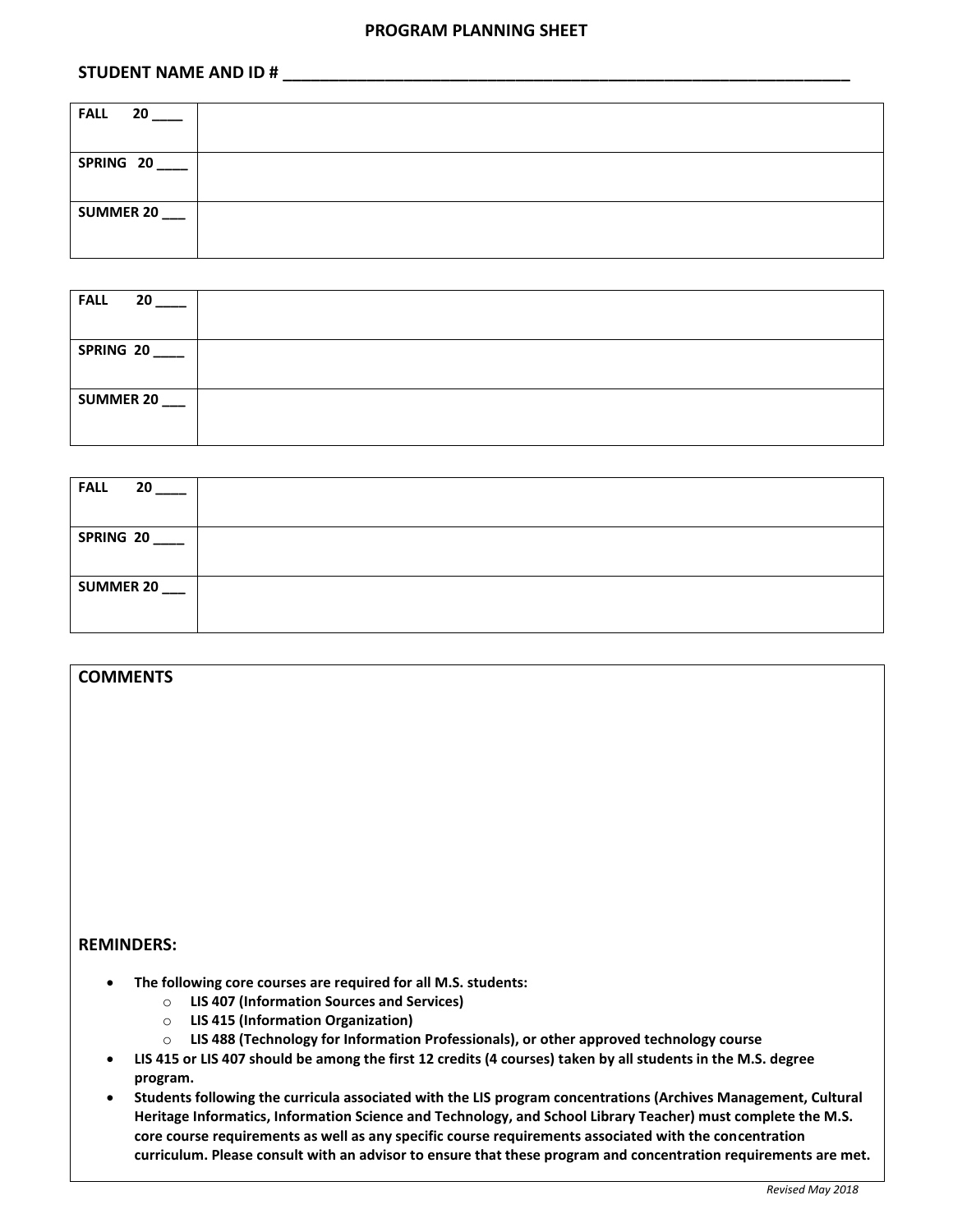# PROGRAM PLANNING SHEET

**STUDENT NAME AND ID # \_\_\_\_\_\_\_\_\_\_\_\_\_\_\_\_\_\_\_\_\_\_\_\_\_\_\_\_\_\_\_\_\_\_\_\_\_\_\_\_\_\_\_\_\_\_\_\_\_\_\_\_\_\_\_\_\_\_\_\_\_\_\_\_**

| | |
|---|---|
| **FALL 20 \_\_\_\_** | |
| **SPRING 20 \_\_\_\_** | |
| **SUMMER 20 \_\_\_** | |

| | |
|---|---|
| **FALL 20 \_\_\_\_** | |
| **SPRING 20 \_\_\_\_** | |
| **SUMMER 20 \_\_\_** | |

| | |
|---|---|
| **FALL 20 \_\_\_\_** | |
| **SPRING 20 \_\_\_\_** | |
| **SUMMER 20 \_\_\_** | |

## COMMENTS

## REMINDERS:

- **The following core courses are required for all M.S. students:**
  - **LIS 407 (Information Sources and Services)**
  - **LIS 415 (Information Organization)**
  - **LIS 488 (Technology for Information Professionals), or other approved technology course**
- **LIS 415 or LIS 407 should be among the first 12 credits (4 courses) taken by all students in the M.S. degree program.**
- **Students following the curricula associated with the LIS program concentrations (Archives Management, Cultural Heritage Informatics, Information Science and Technology, and School Library Teacher) must complete the M.S. core course requirements as well as any specific course requirements associated with the concentration curriculum. Please consult with an advisor to ensure that these program and concentration requirements are met.**

*Revised May 2018*